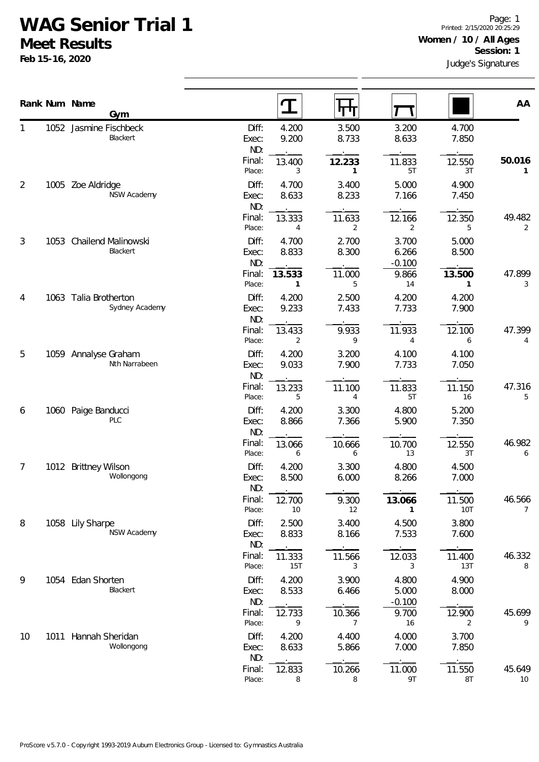# WAG Senior Trial 1

## Meet Results

**Feb 15-16, 2020**

Printed: 2/15/2020 20:25:29

**Women / 10 / All Ages**

**Session: 1**

Judge's Signatures

| Rank | Num | Name / Gym | | Vault | Bars | Beam | Floor | AA |
|---|---|---|---|---|---|---|---|---|
| 1 | 1052 | Jasmine Fischbeck<br>Blackert | Diff: | 4.200 | 3.500 | 3.200 | 4.700 | |
| | | | Exec: | 9.200 | 8.733 | 8.633 | 7.850 | |
| | | | ND: | . | . | . | . | |
| | | | Final: | 13.400 | **12.233** | 11.833 | 12.550 | **50.016** |
| | | | Place: | 3 | **1** | 5T | 3T | **1** |
| 2 | 1005 | Zoe Aldridge<br>NSW Academy | Diff: | 4.700 | 3.400 | 5.000 | 4.900 | |
| | | | Exec: | 8.633 | 8.233 | 7.166 | 7.450 | |
| | | | ND: | . | . | . | . | |
| | | | Final: | 13.333 | 11.633 | 12.166 | 12.350 | 49.482 |
| | | | Place: | 4 | 2 | 2 | 5 | 2 |
| 3 | 1053 | Chailend Malinowski<br>Blackert | Diff: | 4.700 | 2.700 | 3.700 | 5.000 | |
| | | | Exec: | 8.833 | 8.300 | 6.266 | 8.500 | |
| | | | ND: | . | . | -0.100 | . | |
| | | | Final: | **13.533** | 11.000 | 9.866 | **13.500** | 47.899 |
| | | | Place: | **1** | 5 | 14 | **1** | 3 |
| 4 | 1063 | Talia Brotherton<br>Sydney Academy | Diff: | 4.200 | 2.500 | 4.200 | 4.200 | |
| | | | Exec: | 9.233 | 7.433 | 7.733 | 7.900 | |
| | | | ND: | . | . | . | . | |
| | | | Final: | 13.433 | 9.933 | 11.933 | 12.100 | 47.399 |
| | | | Place: | 2 | 9 | 4 | 6 | 4 |
| 5 | 1059 | Annalyse Graham<br>Nth Narrabeen | Diff: | 4.200 | 3.200 | 4.100 | 4.100 | |
| | | | Exec: | 9.033 | 7.900 | 7.733 | 7.050 | |
| | | | ND: | . | . | . | . | |
| | | | Final: | 13.233 | 11.100 | 11.833 | 11.150 | 47.316 |
| | | | Place: | 5 | 4 | 5T | 16 | 5 |
| 6 | 1060 | Paige Banducci<br>PLC | Diff: | 4.200 | 3.300 | 4.800 | 5.200 | |
| | | | Exec: | 8.866 | 7.366 | 5.900 | 7.350 | |
| | | | ND: | . | . | . | . | |
| | | | Final: | 13.066 | 10.666 | 10.700 | 12.550 | 46.982 |
| | | | Place: | 6 | 6 | 13 | 3T | 6 |
| 7 | 1012 | Brittney Wilson<br>Wollongong | Diff: | 4.200 | 3.300 | 4.800 | 4.500 | |
| | | | Exec: | 8.500 | 6.000 | 8.266 | 7.000 | |
| | | | ND: | . | . | . | . | |
| | | | Final: | 12.700 | 9.300 | **13.066** | 11.500 | 46.566 |
| | | | Place: | 10 | 12 | **1** | 10T | 7 |
| 8 | 1058 | Lily Sharpe<br>NSW Academy | Diff: | 2.500 | 3.400 | 4.500 | 3.800 | |
| | | | Exec: | 8.833 | 8.166 | 7.533 | 7.600 | |
| | | | ND: | . | . | . | . | |
| | | | Final: | 11.333 | 11.566 | 12.033 | 11.400 | 46.332 |
| | | | Place: | 15T | 3 | 3 | 13T | 8 |
| 9 | 1054 | Edan Shorten<br>Blackert | Diff: | 4.200 | 3.900 | 4.800 | 4.900 | |
| | | | Exec: | 8.533 | 6.466 | 5.000 | 8.000 | |
| | | | ND: | . | . | -0.100 | . | |
| | | | Final: | 12.733 | 10.366 | 9.700 | 12.900 | 45.699 |
| | | | Place: | 9 | 7 | 16 | 2 | 9 |
| 10 | 1011 | Hannah Sheridan<br>Wollongong | Diff: | 4.200 | 4.400 | 4.000 | 3.700 | |
| | | | Exec: | 8.633 | 5.866 | 7.000 | 7.850 | |
| | | | ND: | . | . | . | . | |
| | | | Final: | 12.833 | 10.266 | 11.000 | 11.550 | 45.649 |
| | | | Place: | 8 | 8 | 9T | 8T | 10 |

ProScore v5.7.0 - Copyright 1993-2019 Auburn Electronics Group - Licensed to: Gymnastics Australia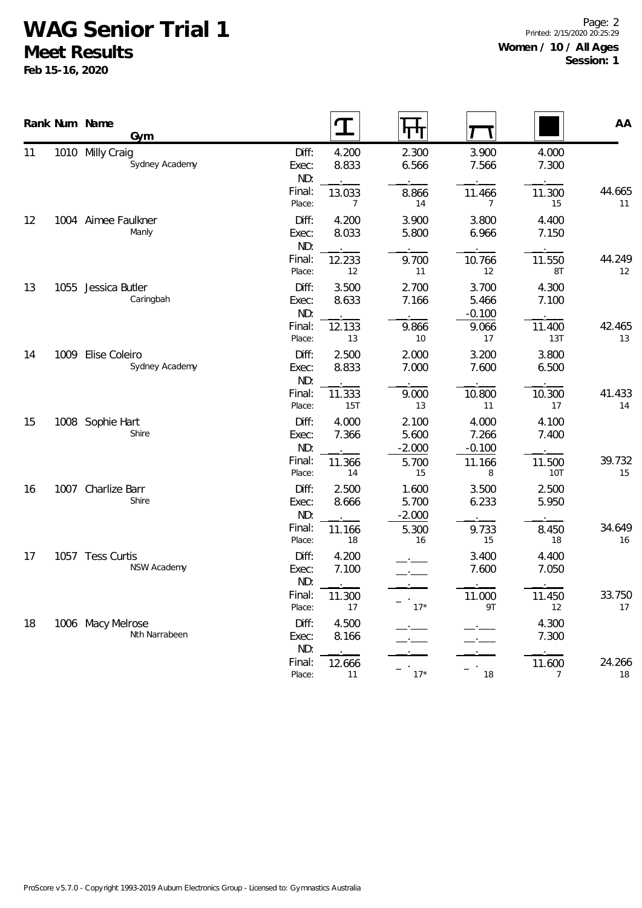# WAG Senior Trial 1

## Meet Results

**Feb 15-16, 2020**

**Women / 10 / All Ages**
**Session: 1**

| Rank | Num | Name / Gym | | Vault | Bars | Beam | Floor | AA |
|---|---|---|---|---|---|---|---|---|
| 11 | 1010 | Milly Craig<br>Sydney Academy | Diff: | 4.200 | 2.300 | 3.900 | 4.000 | |
| | | | Exec: | 8.833 | 6.566 | 7.566 | 7.300 | |
| | | | ND: | . | . | . | . | |
| | | | Final: | 13.033 | 8.866 | 11.466 | 11.300 | 44.665 |
| | | | Place: | 7 | 14 | 7 | 15 | 11 |
| 12 | 1004 | Aimee Faulkner<br>Manly | Diff: | 4.200 | 3.900 | 3.800 | 4.400 | |
| | | | Exec: | 8.033 | 5.800 | 6.966 | 7.150 | |
| | | | ND: | . | . | . | . | |
| | | | Final: | 12.233 | 9.700 | 10.766 | 11.550 | 44.249 |
| | | | Place: | 12 | 11 | 12 | 8T | 12 |
| 13 | 1055 | Jessica Butler<br>Caringbah | Diff: | 3.500 | 2.700 | 3.700 | 4.300 | |
| | | | Exec: | 8.633 | 7.166 | 5.466 | 7.100 | |
| | | | ND: | . | . | -0.100 | . | |
| | | | Final: | 12.133 | 9.866 | 9.066 | 11.400 | 42.465 |
| | | | Place: | 13 | 10 | 17 | 13T | 13 |
| 14 | 1009 | Elise Coleiro<br>Sydney Academy | Diff: | 2.500 | 2.000 | 3.200 | 3.800 | |
| | | | Exec: | 8.833 | 7.000 | 7.600 | 6.500 | |
| | | | ND: | . | . | . | . | |
| | | | Final: | 11.333 | 9.000 | 10.800 | 10.300 | 41.433 |
| | | | Place: | 15T | 13 | 11 | 17 | 14 |
| 15 | 1008 | Sophie Hart<br>Shire | Diff: | 4.000 | 2.100 | 4.000 | 4.100 | |
| | | | Exec: | 7.366 | 5.600 | 7.266 | 7.400 | |
| | | | ND: | . | -2.000 | -0.100 | . | |
| | | | Final: | 11.366 | 5.700 | 11.166 | 11.500 | 39.732 |
| | | | Place: | 14 | 15 | 8 | 10T | 15 |
| 16 | 1007 | Charlize Barr<br>Shire | Diff: | 2.500 | 1.600 | 3.500 | 2.500 | |
| | | | Exec: | 8.666 | 5.700 | 6.233 | 5.950 | |
| | | | ND: | . | -2.000 | . | . | |
| | | | Final: | 11.166 | 5.300 | 9.733 | 8.450 | 34.649 |
| | | | Place: | 18 | 16 | 15 | 18 | 16 |
| 17 | 1057 | Tess Curtis<br>NSW Academy | Diff: | 4.200 | . | 3.400 | 4.400 | |
| | | | Exec: | 7.100 | . | 7.600 | 7.050 | |
| | | | ND: | . | . | . | . | |
| | | | Final: | 11.300 | . | 11.000 | 11.450 | 33.750 |
| | | | Place: | 17 | 17* | 9T | 12 | 17 |
| 18 | 1006 | Macy Melrose<br>Nth Narrabeen | Diff: | 4.500 | . | . | 4.300 | |
| | | | Exec: | 8.166 | . | . | 7.300 | |
| | | | ND: | . | . | . | . | |
| | | | Final: | 12.666 | . | . | 11.600 | 24.266 |
| | | | Place: | 11 | 17* | 18 | 7 | 18 |